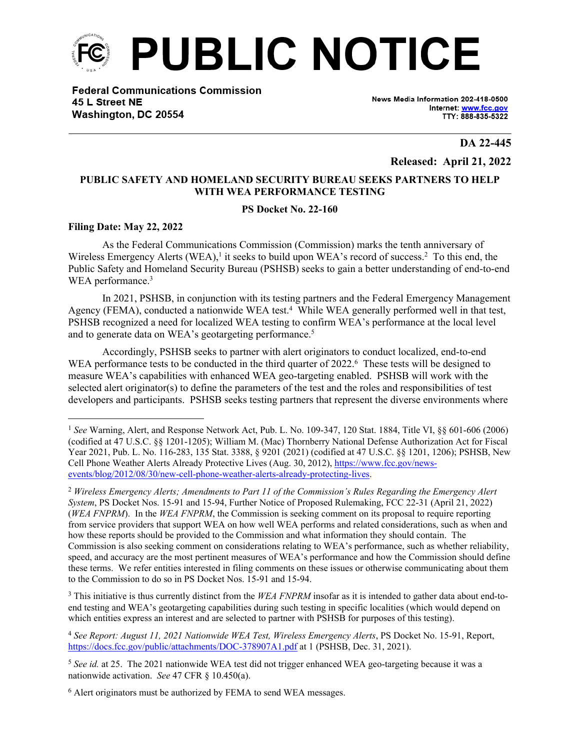# PUBLIC NOTICE

**Federal Communications Commission**
**45 L Street NE**
**Washington, DC 20554**

News Media Information 202-418-0500
Internet: www.fcc.gov
TTY: 888-835-5322

**DA 22-445**

**Released: April 21, 2022**

**PUBLIC SAFETY AND HOMELAND SECURITY BUREAU SEEKS PARTNERS TO HELP WITH WEA PERFORMANCE TESTING**

**PS Docket No. 22-160**

**Filing Date: May 22, 2022**

As the Federal Communications Commission (Commission) marks the tenth anniversary of Wireless Emergency Alerts (WEA),[1] it seeks to build upon WEA's record of success.[2] To this end, the Public Safety and Homeland Security Bureau (PSHSB) seeks to gain a better understanding of end-to-end WEA performance.[3]

In 2021, PSHSB, in conjunction with its testing partners and the Federal Emergency Management Agency (FEMA), conducted a nationwide WEA test.[4] While WEA generally performed well in that test, PSHSB recognized a need for localized WEA testing to confirm WEA's performance at the local level and to generate data on WEA's geotargeting performance.[5]

Accordingly, PSHSB seeks to partner with alert originators to conduct localized, end-to-end WEA performance tests to be conducted in the third quarter of 2022.[6] These tests will be designed to measure WEA's capabilities with enhanced WEA geo-targeting enabled. PSHSB will work with the selected alert originator(s) to define the parameters of the test and the roles and responsibilities of test developers and participants. PSHSB seeks testing partners that represent the diverse environments where

---

[1] *See* Warning, Alert, and Response Network Act, Pub. L. No. 109-347, 120 Stat. 1884, Title VI, §§ 601-606 (2006) (codified at 47 U.S.C. §§ 1201-1205); William M. (Mac) Thornberry National Defense Authorization Act for Fiscal Year 2021, Pub. L. No. 116-283, 135 Stat. 3388, § 9201 (2021) (codified at 47 U.S.C. §§ 1201, 1206); PSHSB, New Cell Phone Weather Alerts Already Protective Lives (Aug. 30, 2012), https://www.fcc.gov/news-events/blog/2012/08/30/new-cell-phone-weather-alerts-already-protecting-lives.

[2] *Wireless Emergency Alerts; Amendments to Part 11 of the Commission's Rules Regarding the Emergency Alert System*, PS Docket Nos. 15-91 and 15-94, Further Notice of Proposed Rulemaking, FCC 22-31 (April 21, 2022) (*WEA FNPRM*). In the *WEA FNPRM*, the Commission is seeking comment on its proposal to require reporting from service providers that support WEA on how well WEA performs and related considerations, such as when and how these reports should be provided to the Commission and what information they should contain. The Commission is also seeking comment on considerations relating to WEA's performance, such as whether reliability, speed, and accuracy are the most pertinent measures of WEA's performance and how the Commission should define these terms. We refer entities interested in filing comments on these issues or otherwise communicating about them to the Commission to do so in PS Docket Nos. 15-91 and 15-94.

[3] This initiative is thus currently distinct from the *WEA FNPRM* insofar as it is intended to gather data about end-to-end testing and WEA's geotargeting capabilities during such testing in specific localities (which would depend on which entities express an interest and are selected to partner with PSHSB for purposes of this testing).

[4] *See Report: August 11, 2021 Nationwide WEA Test, Wireless Emergency Alerts*, PS Docket No. 15-91, Report, https://docs.fcc.gov/public/attachments/DOC-378907A1.pdf at 1 (PSHSB, Dec. 31, 2021).

[5] *See id.* at 25. The 2021 nationwide WEA test did not trigger enhanced WEA geo-targeting because it was a nationwide activation. *See* 47 CFR § 10.450(a).

[6] Alert originators must be authorized by FEMA to send WEA messages.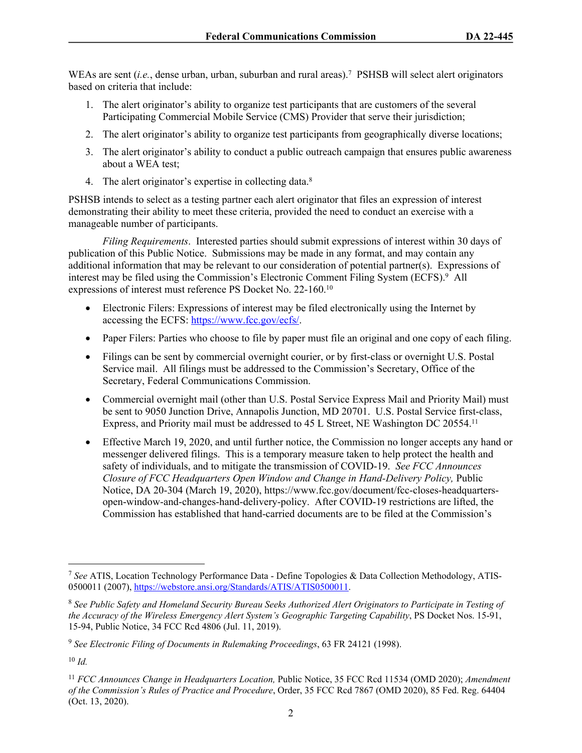WEAs are sent (*i.e.*, dense urban, urban, suburban and rural areas).[7] PSHSB will select alert originators based on criteria that include:

1. The alert originator's ability to organize test participants that are customers of the several Participating Commercial Mobile Service (CMS) Provider that serve their jurisdiction;
2. The alert originator's ability to organize test participants from geographically diverse locations;
3. The alert originator's ability to conduct a public outreach campaign that ensures public awareness about a WEA test;
4. The alert originator's expertise in collecting data.[8]

PSHSB intends to select as a testing partner each alert originator that files an expression of interest demonstrating their ability to meet these criteria, provided the need to conduct an exercise with a manageable number of participants.

*Filing Requirements*. Interested parties should submit expressions of interest within 30 days of publication of this Public Notice. Submissions may be made in any format, and may contain any additional information that may be relevant to our consideration of potential partner(s). Expressions of interest may be filed using the Commission's Electronic Comment Filing System (ECFS).[9] All expressions of interest must reference PS Docket No. 22-160.[10]

- Electronic Filers: Expressions of interest may be filed electronically using the Internet by accessing the ECFS: https://www.fcc.gov/ecfs/.
- Paper Filers: Parties who choose to file by paper must file an original and one copy of each filing.
- Filings can be sent by commercial overnight courier, or by first-class or overnight U.S. Postal Service mail. All filings must be addressed to the Commission's Secretary, Office of the Secretary, Federal Communications Commission.
- Commercial overnight mail (other than U.S. Postal Service Express Mail and Priority Mail) must be sent to 9050 Junction Drive, Annapolis Junction, MD 20701. U.S. Postal Service first-class, Express, and Priority mail must be addressed to 45 L Street, NE Washington DC 20554.[11]
- Effective March 19, 2020, and until further notice, the Commission no longer accepts any hand or messenger delivered filings. This is a temporary measure taken to help protect the health and safety of individuals, and to mitigate the transmission of COVID-19. *See FCC Announces Closure of FCC Headquarters Open Window and Change in Hand-Delivery Policy,* Public Notice, DA 20-304 (March 19, 2020), https://www.fcc.gov/document/fcc-closes-headquarters-open-window-and-changes-hand-delivery-policy. After COVID-19 restrictions are lifted, the Commission has established that hand-carried documents are to be filed at the Commission's

---

[7] *See* ATIS, Location Technology Performance Data - Define Topologies & Data Collection Methodology, ATIS-0500011 (2007), https://webstore.ansi.org/Standards/ATIS/ATIS0500011.

[8] *See Public Safety and Homeland Security Bureau Seeks Authorized Alert Originators to Participate in Testing of the Accuracy of the Wireless Emergency Alert System's Geographic Targeting Capability*, PS Docket Nos. 15-91, 15-94, Public Notice, 34 FCC Rcd 4806 (Jul. 11, 2019).

[9] *See Electronic Filing of Documents in Rulemaking Proceedings*, 63 FR 24121 (1998).

[10] *Id.*

[11] *FCC Announces Change in Headquarters Location,* Public Notice, 35 FCC Rcd 11534 (OMD 2020); *Amendment of the Commission's Rules of Practice and Procedure*, Order, 35 FCC Rcd 7867 (OMD 2020), 85 Fed. Reg. 64404 (Oct. 13, 2020).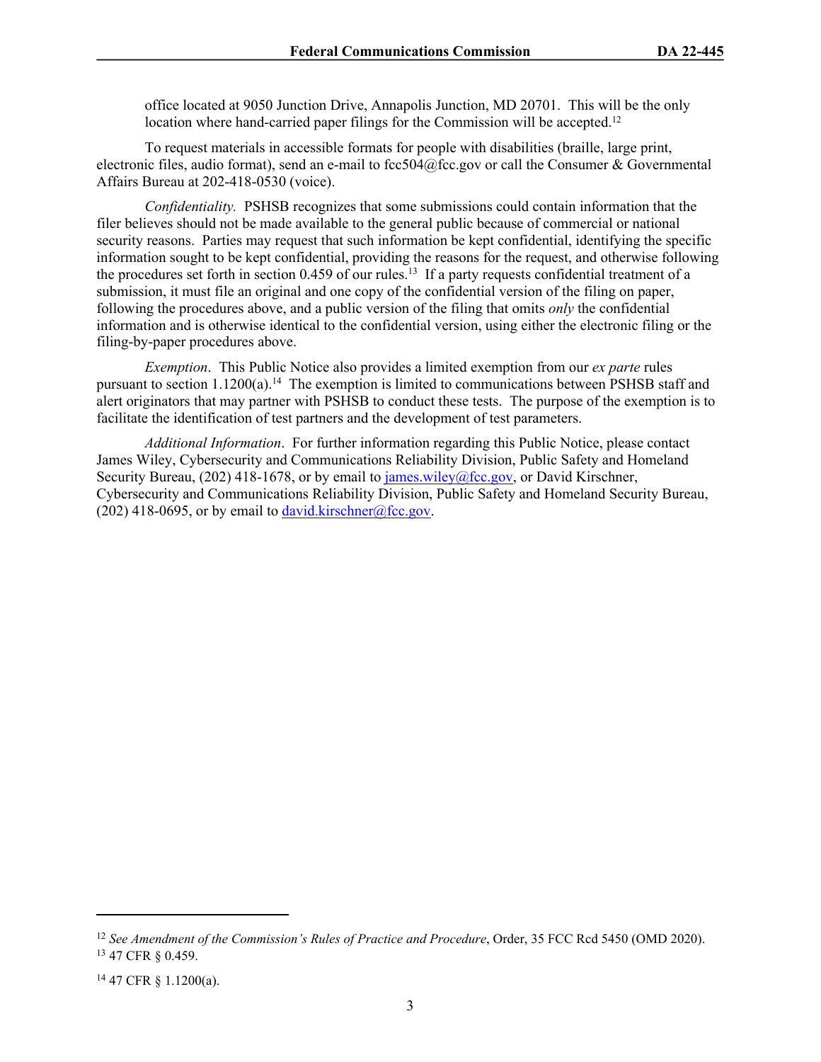office located at 9050 Junction Drive, Annapolis Junction, MD 20701. This will be the only location where hand-carried paper filings for the Commission will be accepted.[12]

To request materials in accessible formats for people with disabilities (braille, large print, electronic files, audio format), send an e-mail to fcc504@fcc.gov or call the Consumer & Governmental Affairs Bureau at 202-418-0530 (voice).

*Confidentiality.* PSHSB recognizes that some submissions could contain information that the filer believes should not be made available to the general public because of commercial or national security reasons. Parties may request that such information be kept confidential, identifying the specific information sought to be kept confidential, providing the reasons for the request, and otherwise following the procedures set forth in section 0.459 of our rules.[13] If a party requests confidential treatment of a submission, it must file an original and one copy of the confidential version of the filing on paper, following the procedures above, and a public version of the filing that omits *only* the confidential information and is otherwise identical to the confidential version, using either the electronic filing or the filing-by-paper procedures above.

*Exemption*. This Public Notice also provides a limited exemption from our *ex parte* rules pursuant to section 1.1200(a).[14] The exemption is limited to communications between PSHSB staff and alert originators that may partner with PSHSB to conduct these tests. The purpose of the exemption is to facilitate the identification of test partners and the development of test parameters.

*Additional Information*. For further information regarding this Public Notice, please contact James Wiley, Cybersecurity and Communications Reliability Division, Public Safety and Homeland Security Bureau, (202) 418-1678, or by email to james.wiley@fcc.gov, or David Kirschner, Cybersecurity and Communications Reliability Division, Public Safety and Homeland Security Bureau, (202) 418-0695, or by email to david.kirschner@fcc.gov.

---

[12] *See Amendment of the Commission's Rules of Practice and Procedure*, Order, 35 FCC Rcd 5450 (OMD 2020).

[13] 47 CFR § 0.459.

[14] 47 CFR § 1.1200(a).